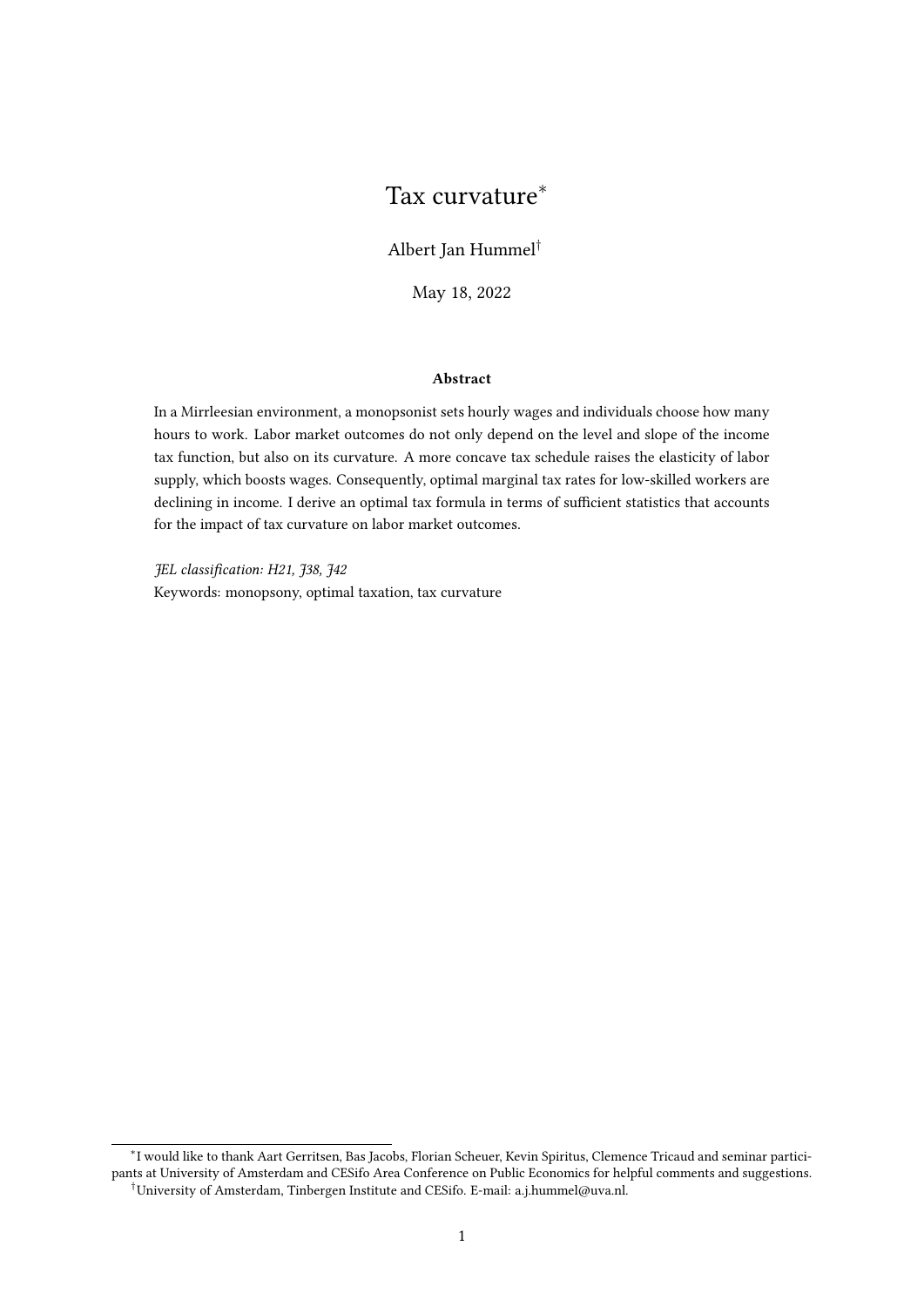# Tax curvature[*]

Albert Jan Hummel[†]

May 18, 2022

### Abstract

In a Mirrleesian environment, a monopsonist sets hourly wages and individuals choose how many hours to work. Labor market outcomes do not only depend on the level and slope of the income tax function, but also on its curvature. A more concave tax schedule raises the elasticity of labor supply, which boosts wages. Consequently, optimal marginal tax rates for low-skilled workers are declining in income. I derive an optimal tax formula in terms of sufficient statistics that accounts for the impact of tax curvature on labor market outcomes.

*JEL classification: H21, J38, J42*
Keywords: monopsony, optimal taxation, tax curvature

---

[*] I would like to thank Aart Gerritsen, Bas Jacobs, Florian Scheuer, Kevin Spiritus, Clemence Tricaud and seminar participants at University of Amsterdam and CESifo Area Conference on Public Economics for helpful comments and suggestions.

[†] University of Amsterdam, Tinbergen Institute and CESifo. E-mail: a.j.hummel@uva.nl.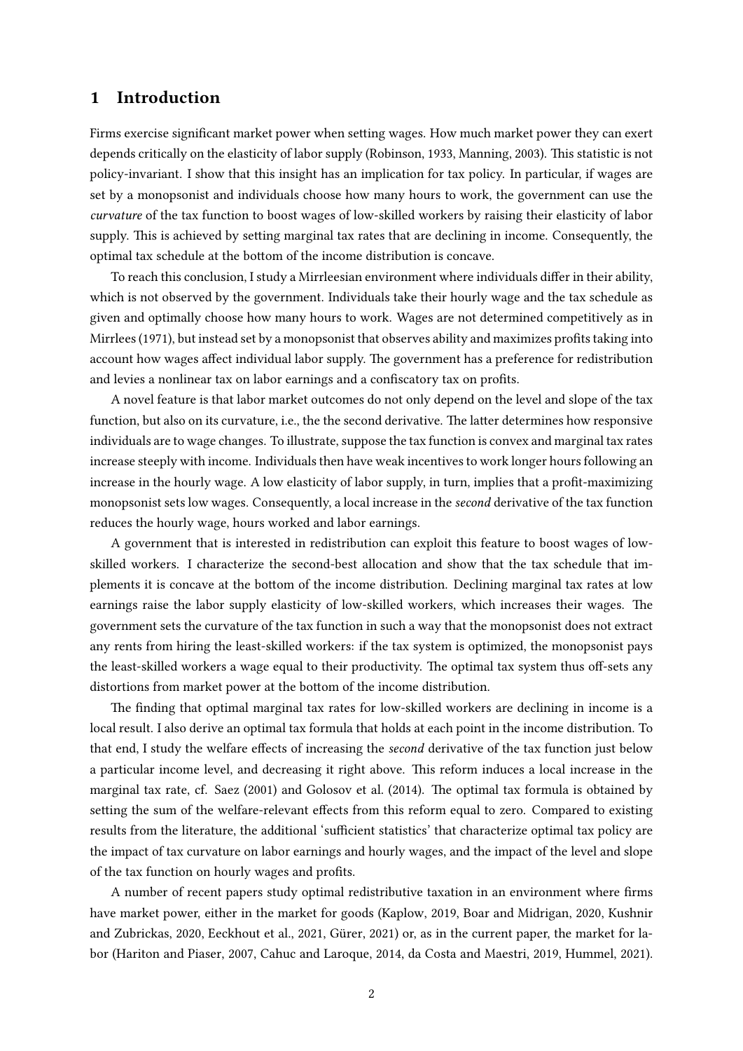## 1 Introduction

Firms exercise significant market power when setting wages. How much market power they can exert depends critically on the elasticity of labor supply (Robinson, 1933, Manning, 2003). This statistic is not policy-invariant. I show that this insight has an implication for tax policy. In particular, if wages are set by a monopsonist and individuals choose how many hours to work, the government can use the *curvature* of the tax function to boost wages of low-skilled workers by raising their elasticity of labor supply. This is achieved by setting marginal tax rates that are declining in income. Consequently, the optimal tax schedule at the bottom of the income distribution is concave.

To reach this conclusion, I study a Mirrleesian environment where individuals differ in their ability, which is not observed by the government. Individuals take their hourly wage and the tax schedule as given and optimally choose how many hours to work. Wages are not determined competitively as in Mirrlees (1971), but instead set by a monopsonist that observes ability and maximizes profits taking into account how wages affect individual labor supply. The government has a preference for redistribution and levies a nonlinear tax on labor earnings and a confiscatory tax on profits.

A novel feature is that labor market outcomes do not only depend on the level and slope of the tax function, but also on its curvature, i.e., the the second derivative. The latter determines how responsive individuals are to wage changes. To illustrate, suppose the tax function is convex and marginal tax rates increase steeply with income. Individuals then have weak incentives to work longer hours following an increase in the hourly wage. A low elasticity of labor supply, in turn, implies that a profit-maximizing monopsonist sets low wages. Consequently, a local increase in the *second* derivative of the tax function reduces the hourly wage, hours worked and labor earnings.

A government that is interested in redistribution can exploit this feature to boost wages of low-skilled workers. I characterize the second-best allocation and show that the tax schedule that implements it is concave at the bottom of the income distribution. Declining marginal tax rates at low earnings raise the labor supply elasticity of low-skilled workers, which increases their wages. The government sets the curvature of the tax function in such a way that the monopsonist does not extract any rents from hiring the least-skilled workers: if the tax system is optimized, the monopsonist pays the least-skilled workers a wage equal to their productivity. The optimal tax system thus off-sets any distortions from market power at the bottom of the income distribution.

The finding that optimal marginal tax rates for low-skilled workers are declining in income is a local result. I also derive an optimal tax formula that holds at each point in the income distribution. To that end, I study the welfare effects of increasing the *second* derivative of the tax function just below a particular income level, and decreasing it right above. This reform induces a local increase in the marginal tax rate, cf. Saez (2001) and Golosov et al. (2014). The optimal tax formula is obtained by setting the sum of the welfare-relevant effects from this reform equal to zero. Compared to existing results from the literature, the additional 'sufficient statistics' that characterize optimal tax policy are the impact of tax curvature on labor earnings and hourly wages, and the impact of the level and slope of the tax function on hourly wages and profits.

A number of recent papers study optimal redistributive taxation in an environment where firms have market power, either in the market for goods (Kaplow, 2019, Boar and Midrigan, 2020, Kushnir and Zubrickas, 2020, Eeckhout et al., 2021, Gürer, 2021) or, as in the current paper, the market for labor (Hariton and Piaser, 2007, Cahuc and Laroque, 2014, da Costa and Maestri, 2019, Hummel, 2021).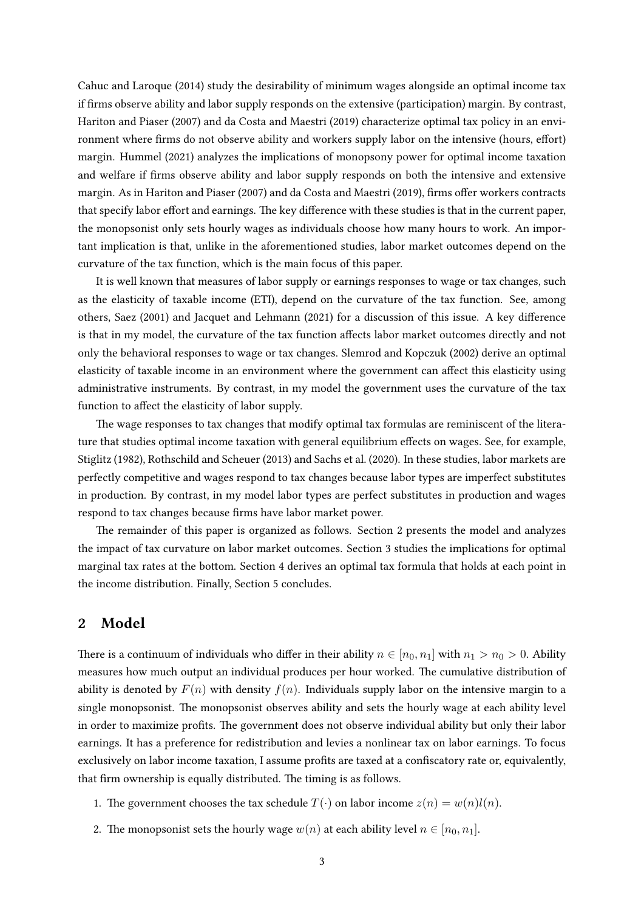Cahuc and Laroque (2014) study the desirability of minimum wages alongside an optimal income tax if firms observe ability and labor supply responds on the extensive (participation) margin. By contrast, Hariton and Piaser (2007) and da Costa and Maestri (2019) characterize optimal tax policy in an environment where firms do not observe ability and workers supply labor on the intensive (hours, effort) margin. Hummel (2021) analyzes the implications of monopsony power for optimal income taxation and welfare if firms observe ability and labor supply responds on both the intensive and extensive margin. As in Hariton and Piaser (2007) and da Costa and Maestri (2019), firms offer workers contracts that specify labor effort and earnings. The key difference with these studies is that in the current paper, the monopsonist only sets hourly wages as individuals choose how many hours to work. An important implication is that, unlike in the aforementioned studies, labor market outcomes depend on the curvature of the tax function, which is the main focus of this paper.

It is well known that measures of labor supply or earnings responses to wage or tax changes, such as the elasticity of taxable income (ETI), depend on the curvature of the tax function. See, among others, Saez (2001) and Jacquet and Lehmann (2021) for a discussion of this issue. A key difference is that in my model, the curvature of the tax function affects labor market outcomes directly and not only the behavioral responses to wage or tax changes. Slemrod and Kopczuk (2002) derive an optimal elasticity of taxable income in an environment where the government can affect this elasticity using administrative instruments. By contrast, in my model the government uses the curvature of the tax function to affect the elasticity of labor supply.

The wage responses to tax changes that modify optimal tax formulas are reminiscent of the literature that studies optimal income taxation with general equilibrium effects on wages. See, for example, Stiglitz (1982), Rothschild and Scheuer (2013) and Sachs et al. (2020). In these studies, labor markets are perfectly competitive and wages respond to tax changes because labor types are imperfect substitutes in production. By contrast, in my model labor types are perfect substitutes in production and wages respond to tax changes because firms have labor market power.

The remainder of this paper is organized as follows. Section 2 presents the model and analyzes the impact of tax curvature on labor market outcomes. Section 3 studies the implications for optimal marginal tax rates at the bottom. Section 4 derives an optimal tax formula that holds at each point in the income distribution. Finally, Section 5 concludes.

## 2 Model

There is a continuum of individuals who differ in their ability $n \in [n_0, n_1]$ with $n_1 > n_0 > 0$. Ability measures how much output an individual produces per hour worked. The cumulative distribution of ability is denoted by $F(n)$ with density $f(n)$. Individuals supply labor on the intensive margin to a single monopsonist. The monopsonist observes ability and sets the hourly wage at each ability level in order to maximize profits. The government does not observe individual ability but only their labor earnings. It has a preference for redistribution and levies a nonlinear tax on labor earnings. To focus exclusively on labor income taxation, I assume profits are taxed at a confiscatory rate or, equivalently, that firm ownership is equally distributed. The timing is as follows.

1. The government chooses the tax schedule $T(\cdot)$ on labor income $z(n) = w(n)l(n)$.
2. The monopsonist sets the hourly wage $w(n)$ at each ability level $n \in [n_0, n_1]$.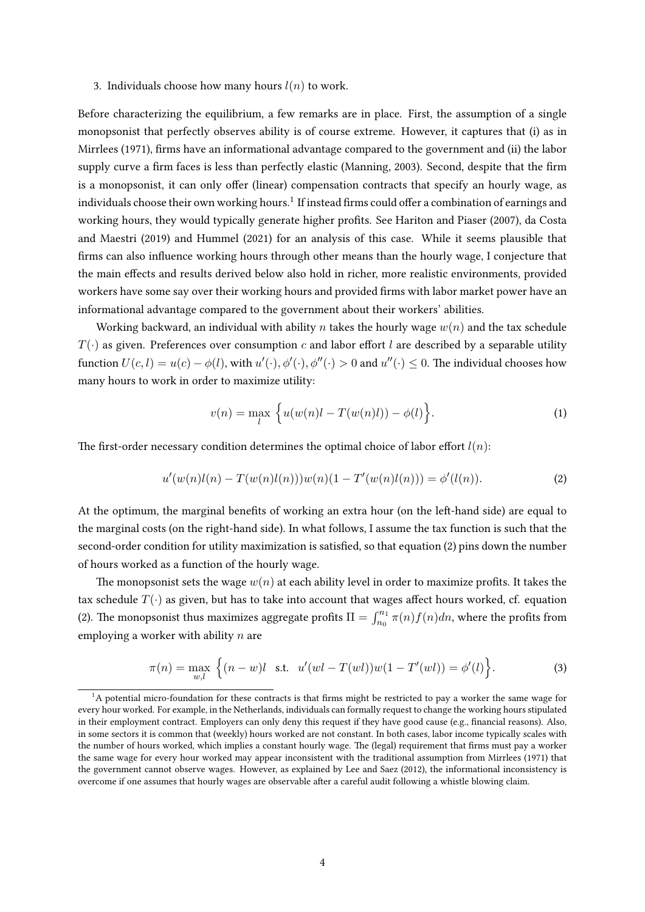3. Individuals choose how many hours $l(n)$ to work.

Before characterizing the equilibrium, a few remarks are in place. First, the assumption of a single monopsonist that perfectly observes ability is of course extreme. However, it captures that (i) as in Mirrlees (1971), firms have an informational advantage compared to the government and (ii) the labor supply curve a firm faces is less than perfectly elastic (Manning, 2003). Second, despite that the firm is a monopsonist, it can only offer (linear) compensation contracts that specify an hourly wage, as individuals choose their own working hours.[1] If instead firms could offer a combination of earnings and working hours, they would typically generate higher profits. See Hariton and Piaser (2007), da Costa and Maestri (2019) and Hummel (2021) for an analysis of this case. While it seems plausible that firms can also influence working hours through other means than the hourly wage, I conjecture that the main effects and results derived below also hold in richer, more realistic environments, provided workers have some say over their working hours and provided firms with labor market power have an informational advantage compared to the government about their workers' abilities.

Working backward, an individual with ability $n$ takes the hourly wage $w(n)$ and the tax schedule $T(\cdot)$ as given. Preferences over consumption $c$ and labor effort $l$ are described by a separable utility function $U(c, l) = u(c) - \phi(l)$, with $u'(\cdot), \phi'(\cdot), \phi''(\cdot) > 0$ and $u''(\cdot) \leq 0$. The individual chooses how many hours to work in order to maximize utility:

$$v(n) = \max_{l} \Big\{ u(w(n)l - T(w(n)l)) - \phi(l) \Big\}. \tag{1}$$

The first-order necessary condition determines the optimal choice of labor effort $l(n)$:

$$u'(w(n)l(n) - T(w(n)l(n)))w(n)(1 - T'(w(n)l(n))) = \phi'(l(n)). \tag{2}$$

At the optimum, the marginal benefits of working an extra hour (on the left-hand side) are equal to the marginal costs (on the right-hand side). In what follows, I assume the tax function is such that the second-order condition for utility maximization is satisfied, so that equation (2) pins down the number of hours worked as a function of the hourly wage.

The monopsonist sets the wage $w(n)$ at each ability level in order to maximize profits. It takes the tax schedule $T(\cdot)$ as given, but has to take into account that wages affect hours worked, cf. equation (2). The monopsonist thus maximizes aggregate profits $\Pi = \int_{n_0}^{n_1} \pi(n) f(n) dn$, where the profits from employing a worker with ability $n$ are

$$\pi(n) = \max_{w,l} \Big\{ (n - w)l \quad \text{s.t.} \quad u'(wl - T(wl))w(1 - T'(wl)) = \phi'(l) \Big\}. \tag{3}$$

[1] A potential micro-foundation for these contracts is that firms might be restricted to pay a worker the same wage for every hour worked. For example, in the Netherlands, individuals can formally request to change the working hours stipulated in their employment contract. Employers can only deny this request if they have good cause (e.g., financial reasons). Also, in some sectors it is common that (weekly) hours worked are not constant. In both cases, labor income typically scales with the number of hours worked, which implies a constant hourly wage. The (legal) requirement that firms must pay a worker the same wage for every hour worked may appear inconsistent with the traditional assumption from Mirrlees (1971) that the government cannot observe wages. However, as explained by Lee and Saez (2012), the informational inconsistency is overcome if one assumes that hourly wages are observable after a careful audit following a whistle blowing claim.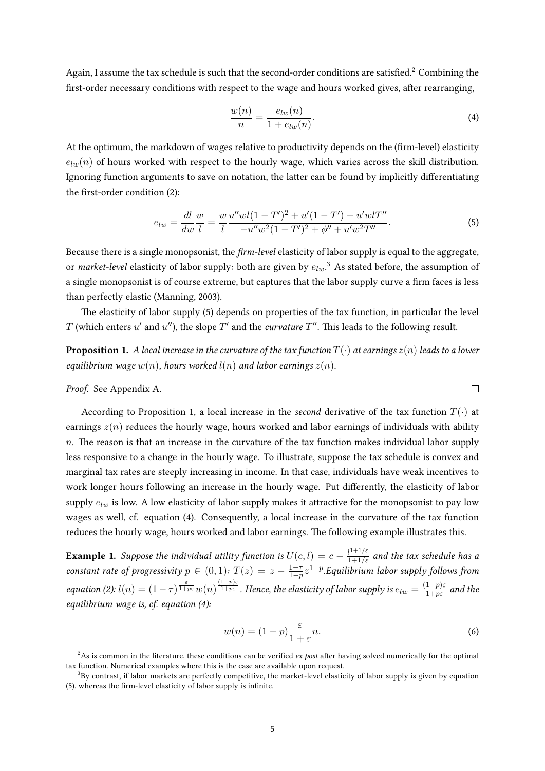Again, I assume the tax schedule is such that the second-order conditions are satisfied.[2] Combining the first-order necessary conditions with respect to the wage and hours worked gives, after rearranging,

$$\frac{w(n)}{n} = \frac{e_{lw}(n)}{1+e_{lw}(n)}. \tag{4}$$

At the optimum, the markdown of wages relative to productivity depends on the (firm-level) elasticity $e_{lw}(n)$ of hours worked with respect to the hourly wage, which varies across the skill distribution. Ignoring function arguments to save on notation, the latter can be found by implicitly differentiating the first-order condition (2):

$$e_{lw} = \frac{dl}{dw}\frac{w}{l} = \frac{w}{l}\frac{u''wl(1-T')^2 + u'(1-T') - u'wlT''}{-u''w^2(1-T')^2 + \phi'' + u'w^2T''}. \tag{5}$$

Because there is a single monopsonist, the *firm-level* elasticity of labor supply is equal to the aggregate, or *market-level* elasticity of labor supply: both are given by $e_{lw}$.[3] As stated before, the assumption of a single monopsonist is of course extreme, but captures that the labor supply curve a firm faces is less than perfectly elastic (Manning, 2003).

The elasticity of labor supply (5) depends on properties of the tax function, in particular the level $T$ (which enters $u'$ and $u''$), the slope $T'$ and the *curvature* $T''$. This leads to the following result.

**Proposition 1.** *A local increase in the curvature of the tax function $T(\cdot)$ at earnings $z(n)$ leads to a lower equilibrium wage $w(n)$, hours worked $l(n)$ and labor earnings $z(n)$.*

*Proof.* See Appendix A. □

According to Proposition 1, a local increase in the *second* derivative of the tax function $T(\cdot)$ at earnings $z(n)$ reduces the hourly wage, hours worked and labor earnings of individuals with ability $n$. The reason is that an increase in the curvature of the tax function makes individual labor supply less responsive to a change in the hourly wage. To illustrate, suppose the tax schedule is convex and marginal tax rates are steeply increasing in income. In that case, individuals have weak incentives to work longer hours following an increase in the hourly wage. Put differently, the elasticity of labor supply $e_{lw}$ is low. A low elasticity of labor supply makes it attractive for the monopsonist to pay low wages as well, cf. equation (4). Consequently, a local increase in the curvature of the tax function reduces the hourly wage, hours worked and labor earnings. The following example illustrates this.

**Example 1.** *Suppose the individual utility function is $U(c,l) = c - \frac{l^{1+1/\varepsilon}}{1+1/\varepsilon}$ and the tax schedule has a constant rate of progressivity $p \in (0,1)$: $T(z) = z - \frac{1-\tau}{1-p}z^{1-p}$. Equilibrium labor supply follows from equation (2): $l(n) = (1-\tau)^{\frac{\varepsilon}{1+p\varepsilon}} w(n)^{\frac{(1-p)\varepsilon}{1+p\varepsilon}}$. Hence, the elasticity of labor supply is $e_{lw} = \frac{(1-p)\varepsilon}{1+p\varepsilon}$ and the equilibrium wage is, cf. equation (4):*

$$w(n) = (1-p)\frac{\varepsilon}{1+\varepsilon}n. \tag{6}$$

[2] As is common in the literature, these conditions can be verified *ex post* after having solved numerically for the optimal tax function. Numerical examples where this is the case are available upon request.

[3] By contrast, if labor markets are perfectly competitive, the market-level elasticity of labor supply is given by equation (5), whereas the firm-level elasticity of labor supply is infinite.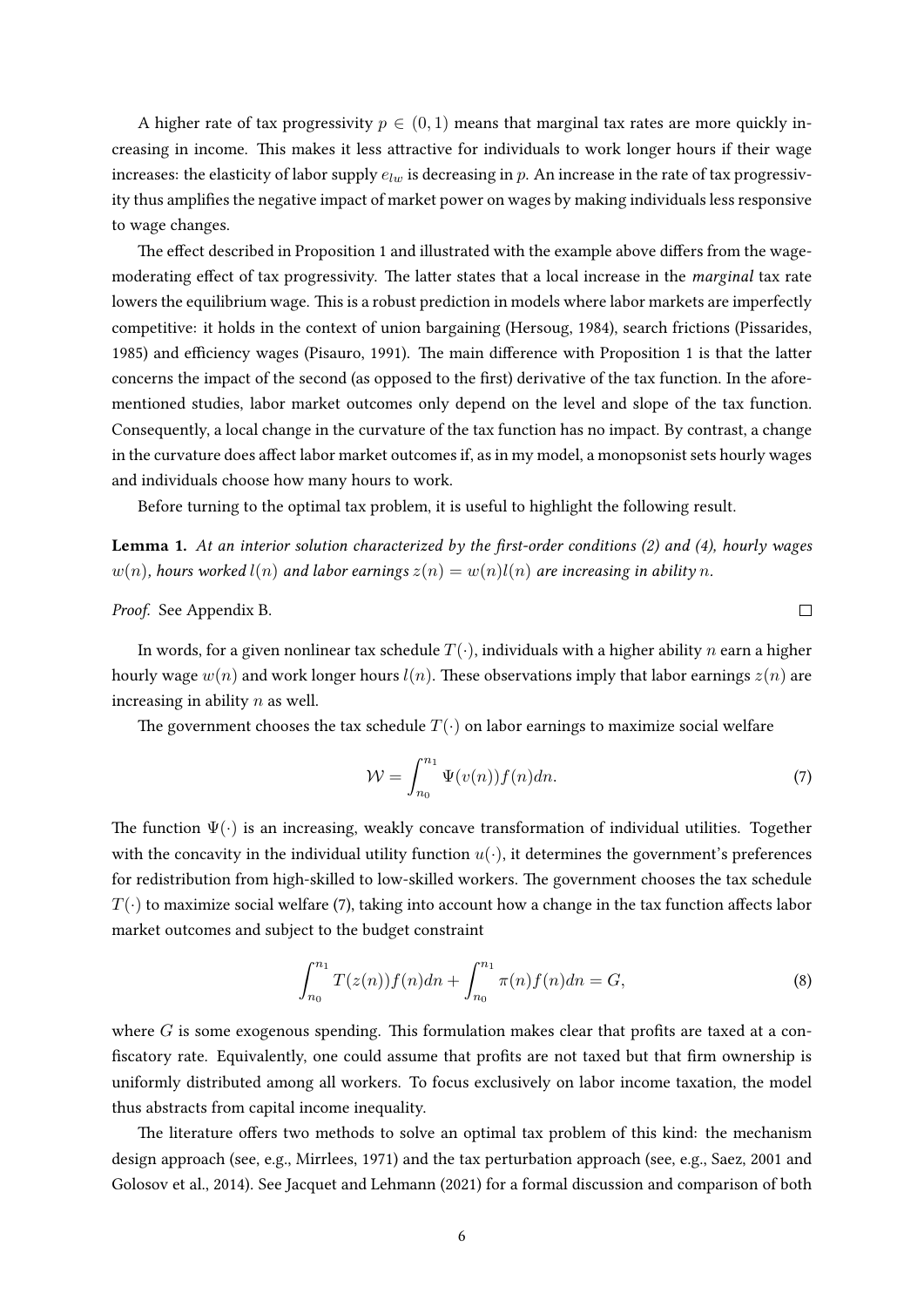A higher rate of tax progressivity $p \in (0, 1)$ means that marginal tax rates are more quickly increasing in income. This makes it less attractive for individuals to work longer hours if their wage increases: the elasticity of labor supply $e_{lw}$ is decreasing in $p$. An increase in the rate of tax progressivity thus amplifies the negative impact of market power on wages by making individuals less responsive to wage changes.

The effect described in Proposition 1 and illustrated with the example above differs from the wage-moderating effect of tax progressivity. The latter states that a local increase in the *marginal* tax rate lowers the equilibrium wage. This is a robust prediction in models where labor markets are imperfectly competitive: it holds in the context of union bargaining (Hersoug, 1984), search frictions (Pissarides, 1985) and efficiency wages (Pisauro, 1991). The main difference with Proposition 1 is that the latter concerns the impact of the second (as opposed to the first) derivative of the tax function. In the aforementioned studies, labor market outcomes only depend on the level and slope of the tax function. Consequently, a local change in the curvature of the tax function has no impact. By contrast, a change in the curvature does affect labor market outcomes if, as in my model, a monopsonist sets hourly wages and individuals choose how many hours to work.

Before turning to the optimal tax problem, it is useful to highlight the following result.

**Lemma 1.** *At an interior solution characterized by the first-order conditions (2) and (4), hourly wages $w(n)$, hours worked $l(n)$ and labor earnings $z(n) = w(n)l(n)$ are increasing in ability $n$.*

*Proof.* See Appendix B. ☐

In words, for a given nonlinear tax schedule $T(\cdot)$, individuals with a higher ability $n$ earn a higher hourly wage $w(n)$ and work longer hours $l(n)$. These observations imply that labor earnings $z(n)$ are increasing in ability $n$ as well.

The government chooses the tax schedule $T(\cdot)$ on labor earnings to maximize social welfare

$$\mathcal{W} = \int_{n_0}^{n_1} \Psi(v(n))f(n)dn. \tag{7}$$

The function $\Psi(\cdot)$ is an increasing, weakly concave transformation of individual utilities. Together with the concavity in the individual utility function $u(\cdot)$, it determines the government's preferences for redistribution from high-skilled to low-skilled workers. The government chooses the tax schedule $T(\cdot)$ to maximize social welfare (7), taking into account how a change in the tax function affects labor market outcomes and subject to the budget constraint

$$\int_{n_0}^{n_1} T(z(n))f(n)dn + \int_{n_0}^{n_1} \pi(n)f(n)dn = G, \tag{8}$$

where $G$ is some exogenous spending. This formulation makes clear that profits are taxed at a confiscatory rate. Equivalently, one could assume that profits are not taxed but that firm ownership is uniformly distributed among all workers. To focus exclusively on labor income taxation, the model thus abstracts from capital income inequality.

The literature offers two methods to solve an optimal tax problem of this kind: the mechanism design approach (see, e.g., Mirrlees, 1971) and the tax perturbation approach (see, e.g., Saez, 2001 and Golosov et al., 2014). See Jacquet and Lehmann (2021) for a formal discussion and comparison of both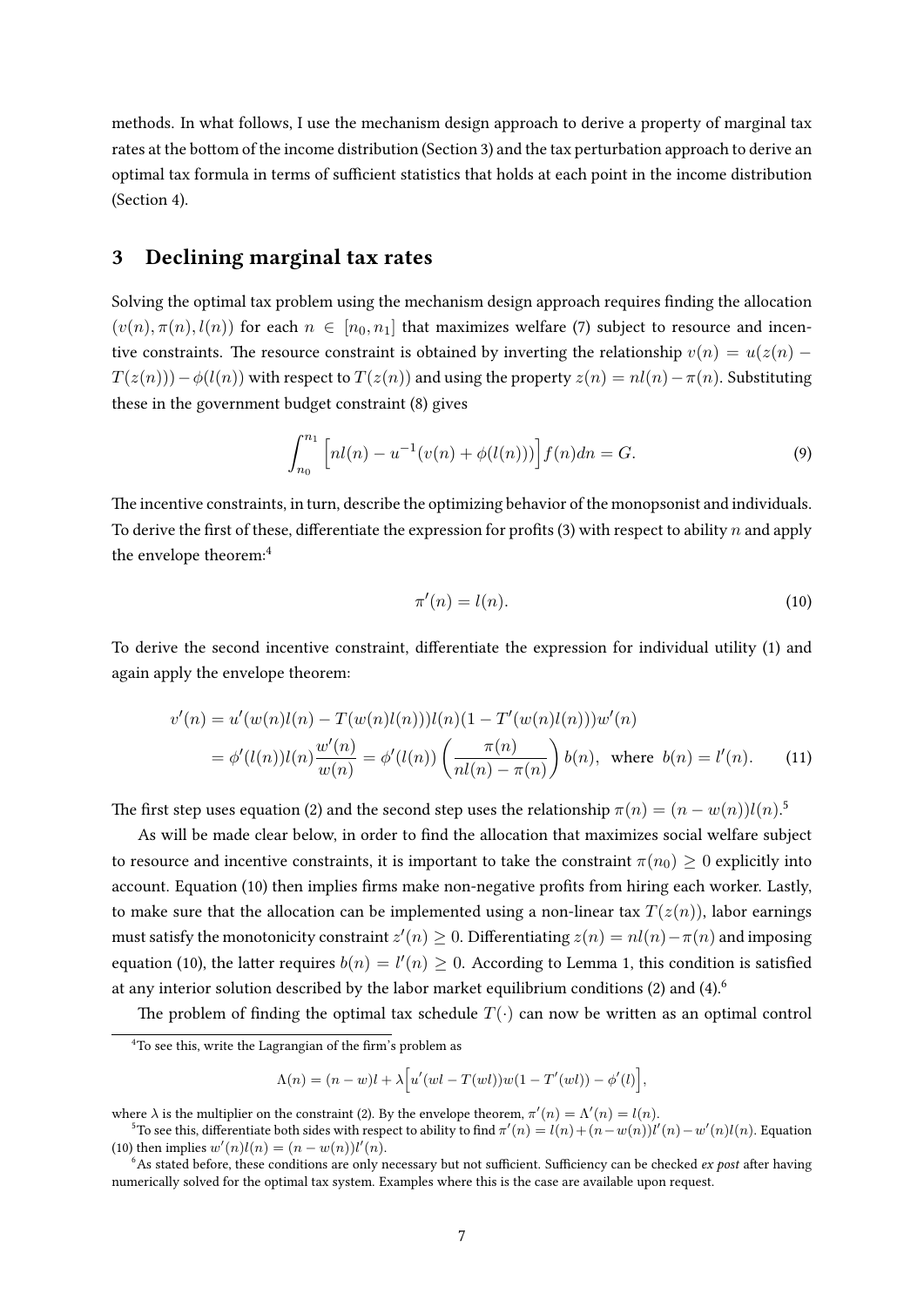methods. In what follows, I use the mechanism design approach to derive a property of marginal tax rates at the bottom of the income distribution (Section 3) and the tax perturbation approach to derive an optimal tax formula in terms of sufficient statistics that holds at each point in the income distribution (Section 4).

## 3 Declining marginal tax rates

Solving the optimal tax problem using the mechanism design approach requires finding the allocation $(v(n), \pi(n), l(n))$ for each $n \in [n_0, n_1]$ that maximizes welfare (7) subject to resource and incentive constraints. The resource constraint is obtained by inverting the relationship $v(n) = u(z(n) - T(z(n))) - \phi(l(n))$ with respect to $T(z(n))$ and using the property $z(n) = nl(n) - \pi(n)$. Substituting these in the government budget constraint (8) gives

$$\int_{n_0}^{n_1} \Big[ nl(n) - u^{-1}(v(n) + \phi(l(n))) \Big] f(n) dn = G. \tag{9}$$

The incentive constraints, in turn, describe the optimizing behavior of the monopsonist and individuals. To derive the first of these, differentiate the expression for profits (3) with respect to ability $n$ and apply the envelope theorem:[4]

$$\pi'(n) = l(n). \tag{10}$$

To derive the second incentive constraint, differentiate the expression for individual utility (1) and again apply the envelope theorem:

$$\begin{aligned} v'(n) &= u'(w(n)l(n) - T(w(n)l(n)))l(n)(1 - T'(w(n)l(n)))w'(n) \\ &= \phi'(l(n))l(n)\frac{w'(n)}{w(n)} = \phi'(l(n)) \left( \frac{\pi(n)}{nl(n) - \pi(n)} \right) b(n), \text{ where } b(n) = l'(n). \end{aligned} \tag{11}$$

The first step uses equation (2) and the second step uses the relationship $\pi(n) = (n - w(n))l(n)$.[5]

As will be made clear below, in order to find the allocation that maximizes social welfare subject to resource and incentive constraints, it is important to take the constraint $\pi(n_0) \geq 0$ explicitly into account. Equation (10) then implies firms make non-negative profits from hiring each worker. Lastly, to make sure that the allocation can be implemented using a non-linear tax $T(z(n))$, labor earnings must satisfy the monotonicity constraint $z'(n) \geq 0$. Differentiating $z(n) = nl(n) - \pi(n)$ and imposing equation (10), the latter requires $b(n) = l'(n) \geq 0$. According to Lemma 1, this condition is satisfied at any interior solution described by the labor market equilibrium conditions (2) and (4).[6]

The problem of finding the optimal tax schedule $T(\cdot)$ can now be written as an optimal control

---

[4] To see this, write the Lagrangian of the firm's problem as

$$\Lambda(n) = (n - w)l + \lambda \Big[ u'(wl - T(wl))w(1 - T'(wl)) - \phi'(l) \Big],$$

where $\lambda$ is the multiplier on the constraint (2). By the envelope theorem, $\pi'(n) = \Lambda'(n) = l(n)$.

[5] To see this, differentiate both sides with respect to ability to find $\pi'(n) = l(n) + (n - w(n))l'(n) - w'(n)l(n)$. Equation (10) then implies $w'(n)l(n) = (n - w(n))l'(n)$.

[6] As stated before, these conditions are only necessary but not sufficient. Sufficiency can be checked *ex post* after having numerically solved for the optimal tax system. Examples where this is the case are available upon request.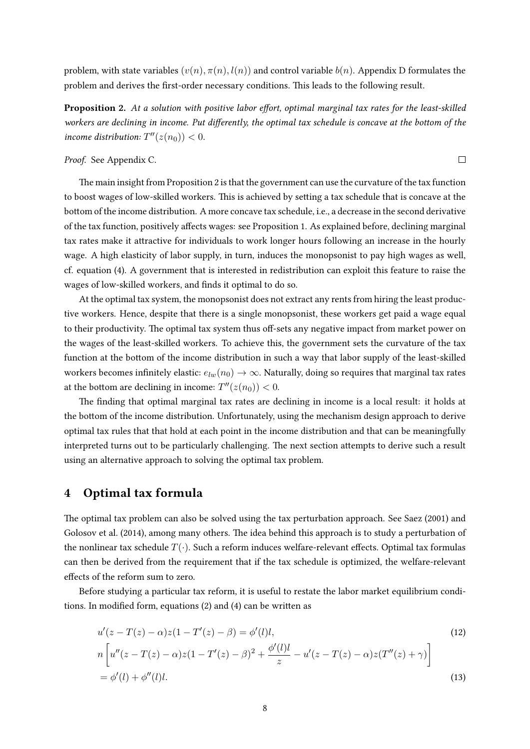problem, with state variables $(v(n), \pi(n), l(n))$ and control variable $b(n)$. Appendix D formulates the problem and derives the first-order necessary conditions. This leads to the following result.

**Proposition 2.** *At a solution with positive labor effort, optimal marginal tax rates for the least-skilled workers are declining in income. Put differently, the optimal tax schedule is concave at the bottom of the income distribution:* $T''(z(n_0)) < 0$.

*Proof.* See Appendix C. □

The main insight from Proposition 2 is that the government can use the curvature of the tax function to boost wages of low-skilled workers. This is achieved by setting a tax schedule that is concave at the bottom of the income distribution. A more concave tax schedule, i.e., a decrease in the second derivative of the tax function, positively affects wages: see Proposition 1. As explained before, declining marginal tax rates make it attractive for individuals to work longer hours following an increase in the hourly wage. A high elasticity of labor supply, in turn, induces the monopsonist to pay high wages as well, cf. equation (4). A government that is interested in redistribution can exploit this feature to raise the wages of low-skilled workers, and finds it optimal to do so.

At the optimal tax system, the monopsonist does not extract any rents from hiring the least productive workers. Hence, despite that there is a single monopsonist, these workers get paid a wage equal to their productivity. The optimal tax system thus off-sets any negative impact from market power on the wages of the least-skilled workers. To achieve this, the government sets the curvature of the tax function at the bottom of the income distribution in such a way that labor supply of the least-skilled workers becomes infinitely elastic: $e_{lw}(n_0) \to \infty$. Naturally, doing so requires that marginal tax rates at the bottom are declining in income: $T''(z(n_0)) < 0$.

The finding that optimal marginal tax rates are declining in income is a local result: it holds at the bottom of the income distribution. Unfortunately, using the mechanism design approach to derive optimal tax rules that that hold at each point in the income distribution and that can be meaningfully interpreted turns out to be particularly challenging. The next section attempts to derive such a result using an alternative approach to solving the optimal tax problem.

# 4 Optimal tax formula

The optimal tax problem can also be solved using the tax perturbation approach. See Saez (2001) and Golosov et al. (2014), among many others. The idea behind this approach is to study a perturbation of the nonlinear tax schedule $T(\cdot)$. Such a reform induces welfare-relevant effects. Optimal tax formulas can then be derived from the requirement that if the tax schedule is optimized, the welfare-relevant effects of the reform sum to zero.

Before studying a particular tax reform, it is useful to restate the labor market equilibrium conditions. In modified form, equations (2) and (4) can be written as

$$u'(z - T(z) - \alpha)z(1 - T'(z) - \beta) = \phi'(l)l, \tag{12}$$

$$n\left[u''(z - T(z) - \alpha)z(1 - T'(z) - \beta)^2 + \frac{\phi'(l)l}{z} - u'(z - T(z) - \alpha)z(T''(z) + \gamma)\right]$$
$$= \phi'(l) + \phi''(l)l. \tag{13}$$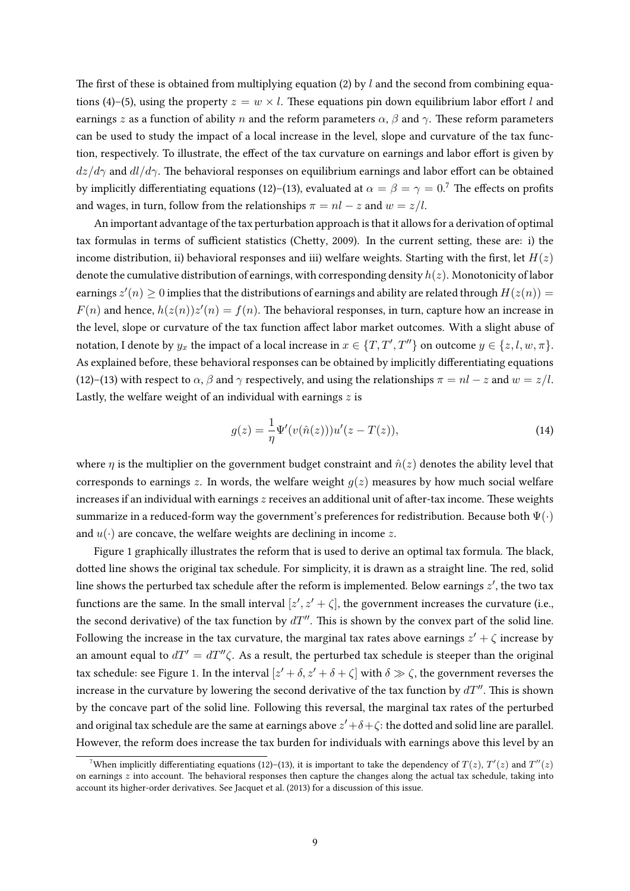The first of these is obtained from multiplying equation (2) by $l$ and the second from combining equations (4)–(5), using the property $z = w \times l$. These equations pin down equilibrium labor effort $l$ and earnings $z$ as a function of ability $n$ and the reform parameters $\alpha$, $\beta$ and $\gamma$. These reform parameters can be used to study the impact of a local increase in the level, slope and curvature of the tax function, respectively. To illustrate, the effect of the tax curvature on earnings and labor effort is given by $dz/d\gamma$ and $dl/d\gamma$. The behavioral responses on equilibrium earnings and labor effort can be obtained by implicitly differentiating equations (12)–(13), evaluated at $\alpha = \beta = \gamma = 0$.[7] The effects on profits and wages, in turn, follow from the relationships $\pi = nl - z$ and $w = z/l$.

An important advantage of the tax perturbation approach is that it allows for a derivation of optimal tax formulas in terms of sufficient statistics (Chetty, 2009). In the current setting, these are: i) the income distribution, ii) behavioral responses and iii) welfare weights. Starting with the first, let $H(z)$ denote the cumulative distribution of earnings, with corresponding density $h(z)$. Monotonicity of labor earnings $z'(n) \geq 0$ implies that the distributions of earnings and ability are related through $H(z(n)) = F(n)$ and hence, $h(z(n))z'(n) = f(n)$. The behavioral responses, in turn, capture how an increase in the level, slope or curvature of the tax function affect labor market outcomes. With a slight abuse of notation, I denote by $y_x$ the impact of a local increase in $x \in \{T, T', T''\}$ on outcome $y \in \{z, l, w, \pi\}$. As explained before, these behavioral responses can be obtained by implicitly differentiating equations (12)–(13) with respect to $\alpha$, $\beta$ and $\gamma$ respectively, and using the relationships $\pi = nl - z$ and $w = z/l$. Lastly, the welfare weight of an individual with earnings $z$ is

$$g(z) = \frac{1}{\eta}\Psi'(v(\hat{n}(z)))u'(z - T(z)), \tag{14}$$

where $\eta$ is the multiplier on the government budget constraint and $\hat{n}(z)$ denotes the ability level that corresponds to earnings $z$. In words, the welfare weight $g(z)$ measures by how much social welfare increases if an individual with earnings $z$ receives an additional unit of after-tax income. These weights summarize in a reduced-form way the government's preferences for redistribution. Because both $\Psi(\cdot)$ and $u(\cdot)$ are concave, the welfare weights are declining in income $z$.

Figure 1 graphically illustrates the reform that is used to derive an optimal tax formula. The black, dotted line shows the original tax schedule. For simplicity, it is drawn as a straight line. The red, solid line shows the perturbed tax schedule after the reform is implemented. Below earnings $z'$, the two tax functions are the same. In the small interval $[z', z' + \zeta]$, the government increases the curvature (i.e., the second derivative) of the tax function by $dT''$. This is shown by the convex part of the solid line. Following the increase in the tax curvature, the marginal tax rates above earnings $z' + \zeta$ increase by an amount equal to $dT' = dT''\zeta$. As a result, the perturbed tax schedule is steeper than the original tax schedule: see Figure 1. In the interval $[z' + \delta, z' + \delta + \zeta]$ with $\delta \gg \zeta$, the government reverses the increase in the curvature by lowering the second derivative of the tax function by $dT''$. This is shown by the concave part of the solid line. Following this reversal, the marginal tax rates of the perturbed and original tax schedule are the same at earnings above $z' + \delta + \zeta$: the dotted and solid line are parallel. However, the reform does increase the tax burden for individuals with earnings above this level by an

[7] When implicitly differentiating equations (12)–(13), it is important to take the dependency of $T(z)$, $T'(z)$ and $T''(z)$ on earnings $z$ into account. The behavioral responses then capture the changes along the actual tax schedule, taking into account its higher-order derivatives. See Jacquet et al. (2013) for a discussion of this issue.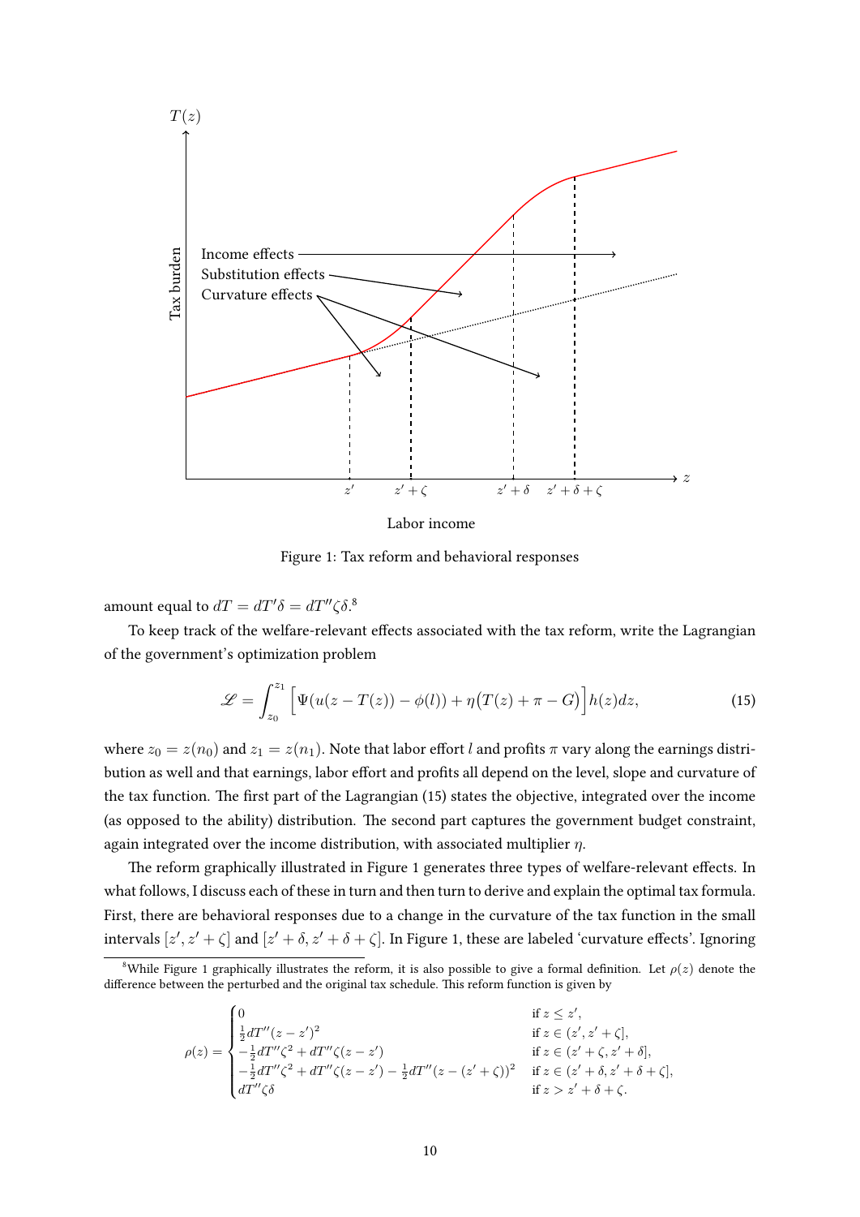Figure 1: Tax reform and behavioral responses

amount equal to $dT = dT'\delta = dT''\zeta\delta$.[8]

To keep track of the welfare-relevant effects associated with the tax reform, write the Lagrangian of the government's optimization problem

$$\mathscr{L} = \int_{z_0}^{z_1} \Big[ \Psi(u(z - T(z)) - \phi(l)) + \eta\big(T(z) + \pi - G\big)\Big] h(z) dz, \tag{15}$$

where $z_0 = z(n_0)$ and $z_1 = z(n_1)$. Note that labor effort $l$ and profits $\pi$ vary along the earnings distribution as well and that earnings, labor effort and profits all depend on the level, slope and curvature of the tax function. The first part of the Lagrangian (15) states the objective, integrated over the income (as opposed to the ability) distribution. The second part captures the government budget constraint, again integrated over the income distribution, with associated multiplier $\eta$.

The reform graphically illustrated in Figure 1 generates three types of welfare-relevant effects. In what follows, I discuss each of these in turn and then turn to derive and explain the optimal tax formula. First, there are behavioral responses due to a change in the curvature of the tax function in the small intervals $[z', z' + \zeta]$ and $[z' + \delta, z' + \delta + \zeta]$. In Figure 1, these are labeled 'curvature effects'. Ignoring

[8] While Figure 1 graphically illustrates the reform, it is also possible to give a formal definition. Let $\rho(z)$ denote the difference between the perturbed and the original tax schedule. This reform function is given by

$$\rho(z) = \begin{cases} 0 & \text{if } z \leq z', \\ \frac{1}{2} dT''(z - z')^2 & \text{if } z \in (z', z' + \zeta], \\ -\frac{1}{2} dT''\zeta^2 + dT''\zeta(z - z') & \text{if } z \in (z' + \zeta, z' + \delta], \\ -\frac{1}{2} dT''\zeta^2 + dT''\zeta(z - z') - \frac{1}{2} dT''(z - (z' + \zeta))^2 & \text{if } z \in (z' + \delta, z' + \delta + \zeta], \\ dT''\zeta\delta & \text{if } z > z' + \delta + \zeta. \end{cases}$$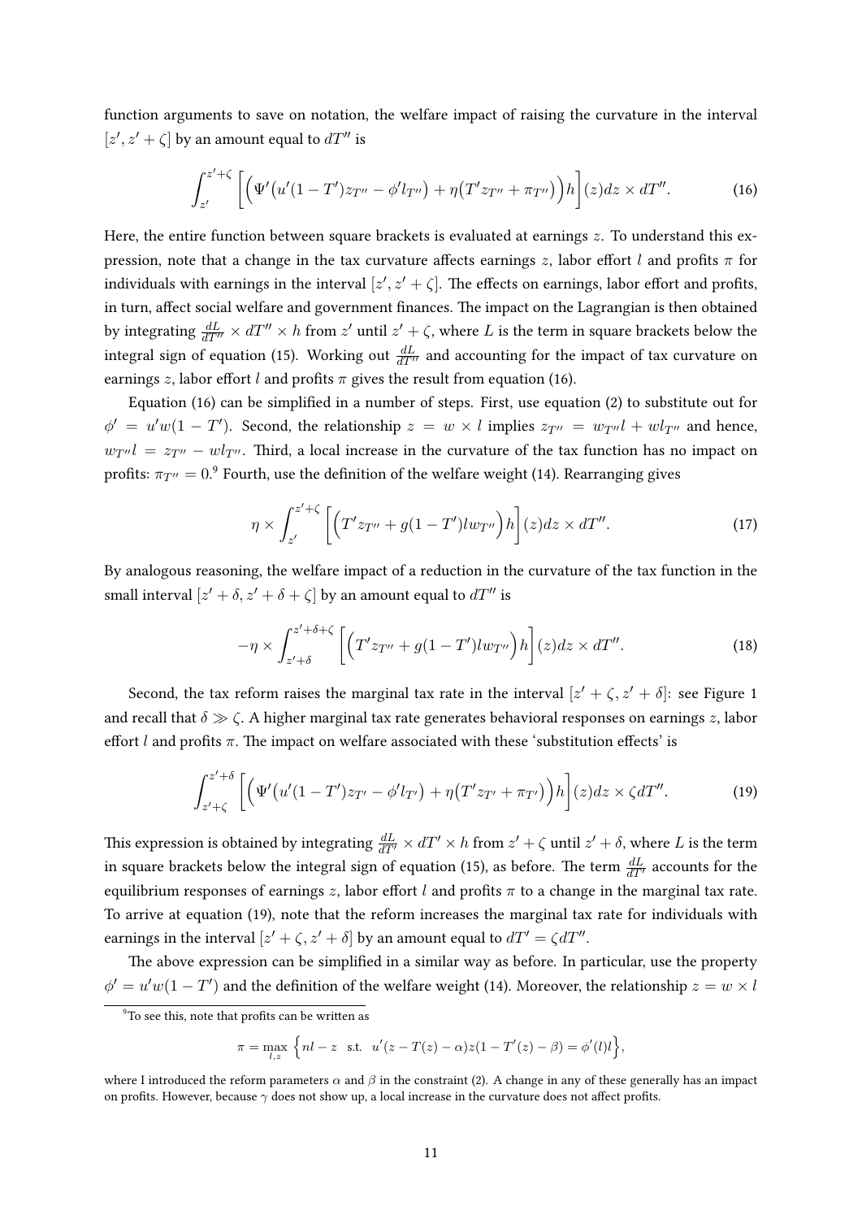function arguments to save on notation, the welfare impact of raising the curvature in the interval $[z', z' + \zeta]$ by an amount equal to $dT''$ is

$$\int_{z'}^{z'+\zeta} \left[ \Big( \Psi'\big(u'(1-T')z_{T''} - \phi' l_{T''}\big) + \eta\big(T' z_{T''} + \pi_{T''}\big) \Big) h \right](z) dz \times dT''. \tag{16}$$

Here, the entire function between square brackets is evaluated at earnings $z$. To understand this expression, note that a change in the tax curvature affects earnings $z$, labor effort $l$ and profits $\pi$ for individuals with earnings in the interval $[z', z' + \zeta]$. The effects on earnings, labor effort and profits, in turn, affect social welfare and government finances. The impact on the Lagrangian is then obtained by integrating $\frac{dL}{dT''} \times dT'' \times h$ from $z'$ until $z' + \zeta$, where $L$ is the term in square brackets below the integral sign of equation (15). Working out $\frac{dL}{dT''}$ and accounting for the impact of tax curvature on earnings $z$, labor effort $l$ and profits $\pi$ gives the result from equation (16).

Equation (16) can be simplified in a number of steps. First, use equation (2) to substitute out for $\phi' = u' w (1 - T')$. Second, the relationship $z = w \times l$ implies $z_{T''} = w_{T''} l + w l_{T''}$ and hence, $w_{T''} l = z_{T''} - w l_{T''}$. Third, a local increase in the curvature of the tax function has no impact on profits: $\pi_{T''} = 0$.[9] Fourth, use the definition of the welfare weight (14). Rearranging gives

$$\eta \times \int_{z'}^{z'+\zeta} \left[ \Big( T' z_{T''} + g(1-T') l w_{T''} \Big) h \right](z) dz \times dT''. \tag{17}$$

By analogous reasoning, the welfare impact of a reduction in the curvature of the tax function in the small interval $[z' + \delta, z' + \delta + \zeta]$ by an amount equal to $dT''$ is

$$-\eta \times \int_{z'+\delta}^{z'+\delta+\zeta} \left[ \Big( T' z_{T''} + g(1-T') l w_{T''} \Big) h \right](z) dz \times dT''. \tag{18}$$

Second, the tax reform raises the marginal tax rate in the interval $[z' + \zeta, z' + \delta]$: see Figure 1 and recall that $\delta \gg \zeta$. A higher marginal tax rate generates behavioral responses on earnings $z$, labor effort $l$ and profits $\pi$. The impact on welfare associated with these 'substitution effects' is

$$\int_{z'+\zeta}^{z'+\delta} \left[ \Big( \Psi'\big(u'(1-T')z_{T'} - \phi' l_{T'}\big) + \eta\big(T' z_{T'} + \pi_{T'}\big) \Big) h \right](z) dz \times \zeta dT''. \tag{19}$$

This expression is obtained by integrating $\frac{dL}{dT'} \times dT' \times h$ from $z' + \zeta$ until $z' + \delta$, where $L$ is the term in square brackets below the integral sign of equation (15), as before. The term $\frac{dL}{dT'}$ accounts for the equilibrium responses of earnings $z$, labor effort $l$ and profits $\pi$ to a change in the marginal tax rate. To arrive at equation (19), note that the reform increases the marginal tax rate for individuals with earnings in the interval $[z' + \zeta, z' + \delta]$ by an amount equal to $dT' = \zeta dT''$.

The above expression can be simplified in a similar way as before. In particular, use the property $\phi' = u' w (1 - T')$ and the definition of the welfare weight (14). Moreover, the relationship $z = w \times l$

---

[9] To see this, note that profits can be written as

$$\pi = \max_{l,z} \Big\{ nl - z \quad \text{s.t.} \quad u'(z - T(z) - \alpha) z (1 - T'(z) - \beta) = \phi'(l) l \Big\},$$

where I introduced the reform parameters $\alpha$ and $\beta$ in the constraint (2). A change in any of these generally has an impact on profits. However, because $\gamma$ does not show up, a local increase in the curvature does not affect profits.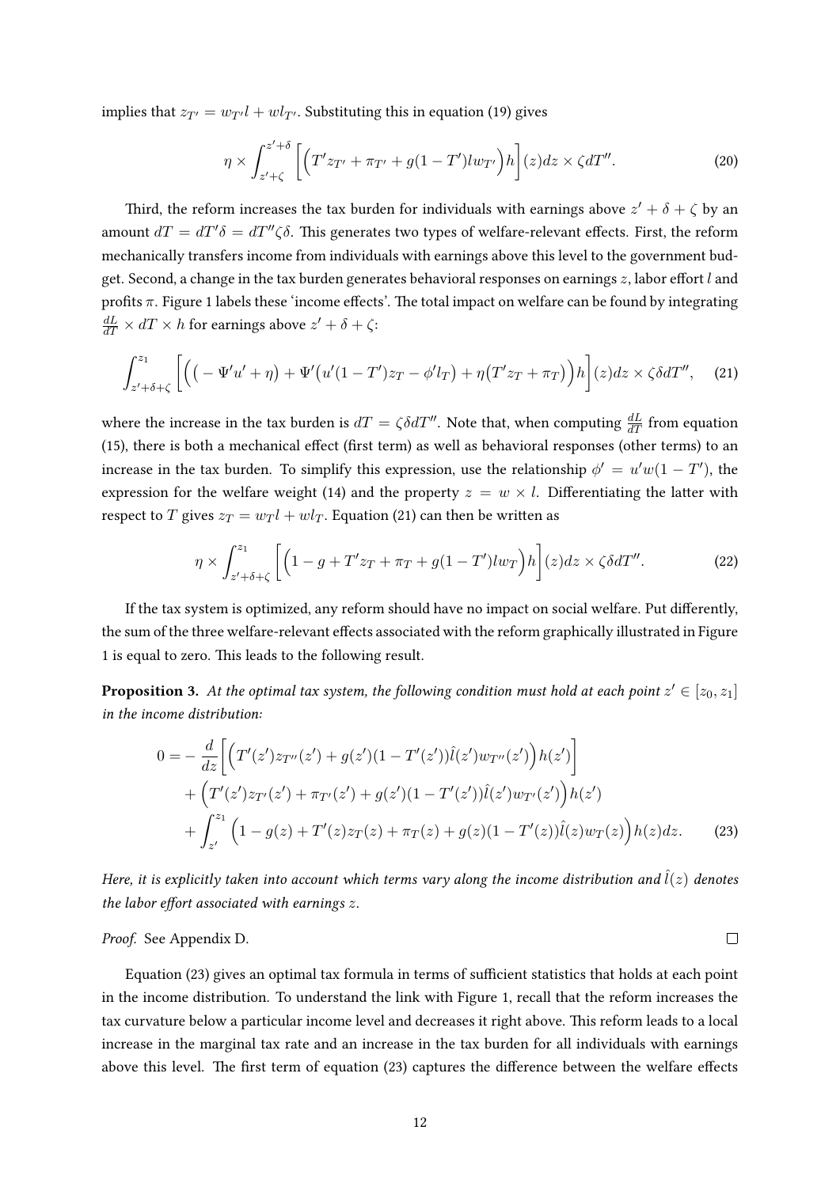implies that $z_{T'} = w_{T'}l + wl_{T'}$. Substituting this in equation (19) gives

$$\eta \times \int_{z'+\zeta}^{z'+\delta} \left[ \Big( T' z_{T'} + \pi_{T'} + g(1-T') l w_{T'} \Big) h \right](z) dz \times \zeta dT''. \tag{20}$$

Third, the reform increases the tax burden for individuals with earnings above $z' + \delta + \zeta$ by an amount $dT = dT'\delta = dT''\zeta\delta$. This generates two types of welfare-relevant effects. First, the reform mechanically transfers income from individuals with earnings above this level to the government budget. Second, a change in the tax burden generates behavioral responses on earnings $z$, labor effort $l$ and profits $\pi$. Figure 1 labels these 'income effects'. The total impact on welfare can be found by integrating $\frac{dL}{dT} \times dT \times h$ for earnings above $z' + \delta + \zeta$:

$$\int_{z'+\delta+\zeta}^{z_1} \left[ \Big( \big( -\Psi' u' + \eta \big) + \Psi' \big( u'(1-T') z_T - \phi' l_T \big) + \eta \big( T' z_T + \pi_T \big) \Big) h \right](z) dz \times \zeta \delta dT'', \tag{21}$$

where the increase in the tax burden is $dT = \zeta\delta dT''$. Note that, when computing $\frac{dL}{dT}$ from equation (15), there is both a mechanical effect (first term) as well as behavioral responses (other terms) to an increase in the tax burden. To simplify this expression, use the relationship $\phi' = u'w(1-T')$, the expression for the welfare weight (14) and the property $z = w \times l$. Differentiating the latter with respect to $T$ gives $z_T = w_T l + w l_T$. Equation (21) can then be written as

$$\eta \times \int_{z'+\delta+\zeta}^{z_1} \left[ \Big( 1 - g + T' z_T + \pi_T + g(1-T') l w_T \Big) h \right](z) dz \times \zeta \delta dT''. \tag{22}$$

If the tax system is optimized, any reform should have no impact on social welfare. Put differently, the sum of the three welfare-relevant effects associated with the reform graphically illustrated in Figure 1 is equal to zero. This leads to the following result.

**Proposition 3.** *At the optimal tax system, the following condition must hold at each point $z' \in [z_0, z_1]$ in the income distribution:*

$$\begin{aligned}
0 = &- \frac{d}{dz} \left[ \Big( T'(z') z_{T''}(z') + g(z')(1 - T'(z')) \hat{l}(z') w_{T''}(z') \Big) h(z') \right] \\
&+ \Big( T'(z') z_{T'}(z') + \pi_{T'}(z') + g(z')(1 - T'(z')) \hat{l}(z') w_{T'}(z') \Big) h(z') \\
&+ \int_{z'}^{z_1} \Big( 1 - g(z) + T'(z) z_T(z) + \pi_T(z) + g(z)(1 - T'(z)) \hat{l}(z) w_T(z) \Big) h(z) dz.
\end{aligned} \tag{23}$$

*Here, it is explicitly taken into account which terms vary along the income distribution and $\hat{l}(z)$ denotes the labor effort associated with earnings $z$.*

*Proof.* See Appendix D. □

Equation (23) gives an optimal tax formula in terms of sufficient statistics that holds at each point in the income distribution. To understand the link with Figure 1, recall that the reform increases the tax curvature below a particular income level and decreases it right above. This reform leads to a local increase in the marginal tax rate and an increase in the tax burden for all individuals with earnings above this level. The first term of equation (23) captures the difference between the welfare effects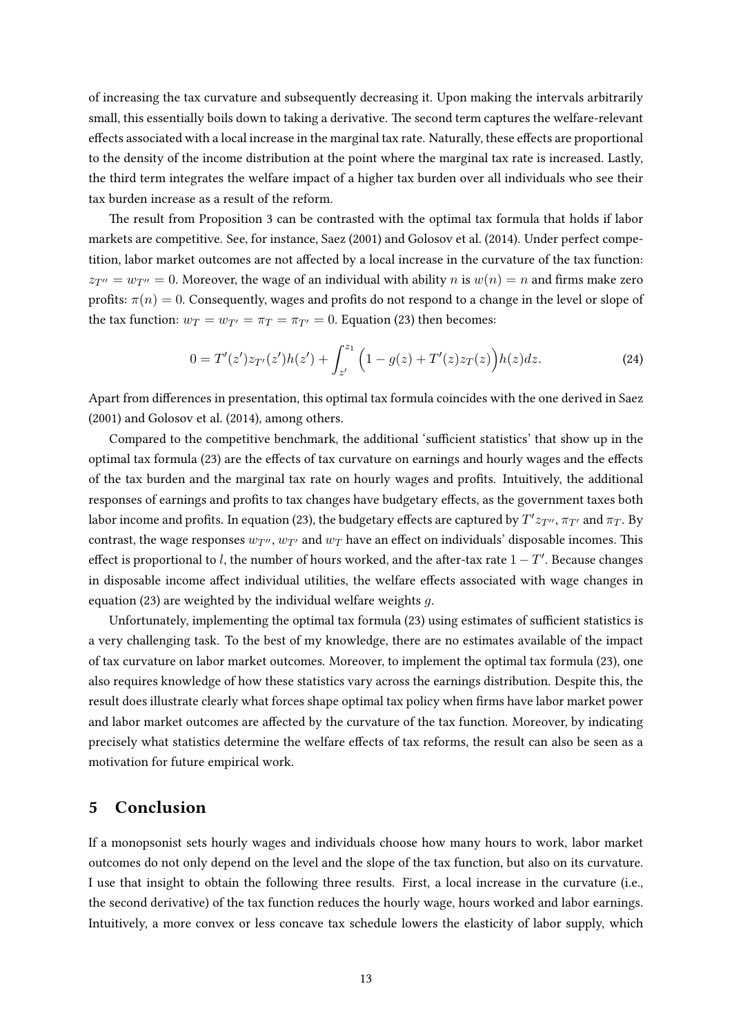of increasing the tax curvature and subsequently decreasing it. Upon making the intervals arbitrarily small, this essentially boils down to taking a derivative. The second term captures the welfare-relevant effects associated with a local increase in the marginal tax rate. Naturally, these effects are proportional to the density of the income distribution at the point where the marginal tax rate is increased. Lastly, the third term integrates the welfare impact of a higher tax burden over all individuals who see their tax burden increase as a result of the reform.

The result from Proposition 3 can be contrasted with the optimal tax formula that holds if labor markets are competitive. See, for instance, Saez (2001) and Golosov et al. (2014). Under perfect competition, labor market outcomes are not affected by a local increase in the curvature of the tax function: $z_{T''} = w_{T''} = 0$. Moreover, the wage of an individual with ability $n$ is $w(n) = n$ and firms make zero profits: $\pi(n) = 0$. Consequently, wages and profits do not respond to a change in the level or slope of the tax function: $w_T = w_{T'} = \pi_T = \pi_{T'} = 0$. Equation (23) then becomes:

$$0 = T'(z')z_{T'}(z')h(z') + \int_{z'}^{z_1} \Big(1 - g(z) + T'(z)z_T(z)\Big)h(z)dz. \tag{24}$$

Apart from differences in presentation, this optimal tax formula coincides with the one derived in Saez (2001) and Golosov et al. (2014), among others.

Compared to the competitive benchmark, the additional 'sufficient statistics' that show up in the optimal tax formula (23) are the effects of tax curvature on earnings and hourly wages and the effects of the tax burden and the marginal tax rate on hourly wages and profits. Intuitively, the additional responses of earnings and profits to tax changes have budgetary effects, as the government taxes both labor income and profits. In equation (23), the budgetary effects are captured by $T'z_{T''}$, $\pi_{T'}$ and $\pi_T$. By contrast, the wage responses $w_{T''}$, $w_{T'}$ and $w_T$ have an effect on individuals' disposable incomes. This effect is proportional to $l$, the number of hours worked, and the after-tax rate $1 - T'$. Because changes in disposable income affect individual utilities, the welfare effects associated with wage changes in equation (23) are weighted by the individual welfare weights $g$.

Unfortunately, implementing the optimal tax formula (23) using estimates of sufficient statistics is a very challenging task. To the best of my knowledge, there are no estimates available of the impact of tax curvature on labor market outcomes. Moreover, to implement the optimal tax formula (23), one also requires knowledge of how these statistics vary across the earnings distribution. Despite this, the result does illustrate clearly what forces shape optimal tax policy when firms have labor market power and labor market outcomes are affected by the curvature of the tax function. Moreover, by indicating precisely what statistics determine the welfare effects of tax reforms, the result can also be seen as a motivation for future empirical work.

## 5 Conclusion

If a monopsonist sets hourly wages and individuals choose how many hours to work, labor market outcomes do not only depend on the level and the slope of the tax function, but also on its curvature. I use that insight to obtain the following three results. First, a local increase in the curvature (i.e., the second derivative) of the tax function reduces the hourly wage, hours worked and labor earnings. Intuitively, a more convex or less concave tax schedule lowers the elasticity of labor supply, which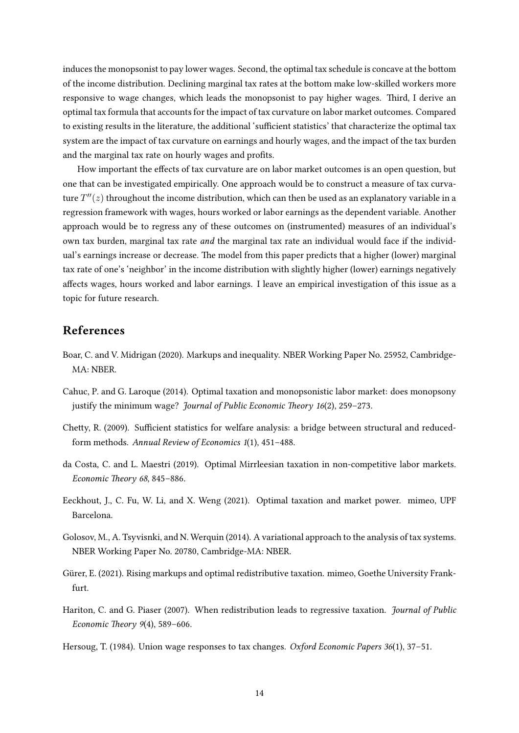induces the monopsonist to pay lower wages. Second, the optimal tax schedule is concave at the bottom of the income distribution. Declining marginal tax rates at the bottom make low-skilled workers more responsive to wage changes, which leads the monopsonist to pay higher wages. Third, I derive an optimal tax formula that accounts for the impact of tax curvature on labor market outcomes. Compared to existing results in the literature, the additional 'sufficient statistics' that characterize the optimal tax system are the impact of tax curvature on earnings and hourly wages, and the impact of the tax burden and the marginal tax rate on hourly wages and profits.

How important the effects of tax curvature are on labor market outcomes is an open question, but one that can be investigated empirically. One approach would be to construct a measure of tax curvature $T''(z)$ throughout the income distribution, which can then be used as an explanatory variable in a regression framework with wages, hours worked or labor earnings as the dependent variable. Another approach would be to regress any of these outcomes on (instrumented) measures of an individual's own tax burden, marginal tax rate *and* the marginal tax rate an individual would face if the individual's earnings increase or decrease. The model from this paper predicts that a higher (lower) marginal tax rate of one's 'neighbor' in the income distribution with slightly higher (lower) earnings negatively affects wages, hours worked and labor earnings. I leave an empirical investigation of this issue as a topic for future research.

## References

Boar, C. and V. Midrigan (2020). Markups and inequality. NBER Working Paper No. 25952, Cambridge-MA: NBER.

Cahuc, P. and G. Laroque (2014). Optimal taxation and monopsonistic labor market: does monopsony justify the minimum wage? *Journal of Public Economic Theory 16*(2), 259–273.

Chetty, R. (2009). Sufficient statistics for welfare analysis: a bridge between structural and reduced-form methods. *Annual Review of Economics 1*(1), 451–488.

da Costa, C. and L. Maestri (2019). Optimal Mirrleesian taxation in non-competitive labor markets. *Economic Theory 68*, 845–886.

Eeckhout, J., C. Fu, W. Li, and X. Weng (2021). Optimal taxation and market power. mimeo, UPF Barcelona.

Golosov, M., A. Tsyvisnki, and N. Werquin (2014). A variational approach to the analysis of tax systems. NBER Working Paper No. 20780, Cambridge-MA: NBER.

Gürer, E. (2021). Rising markups and optimal redistributive taxation. mimeo, Goethe University Frankfurt.

Hariton, C. and G. Piaser (2007). When redistribution leads to regressive taxation. *Journal of Public Economic Theory 9*(4), 589–606.

Hersoug, T. (1984). Union wage responses to tax changes. *Oxford Economic Papers 36*(1), 37–51.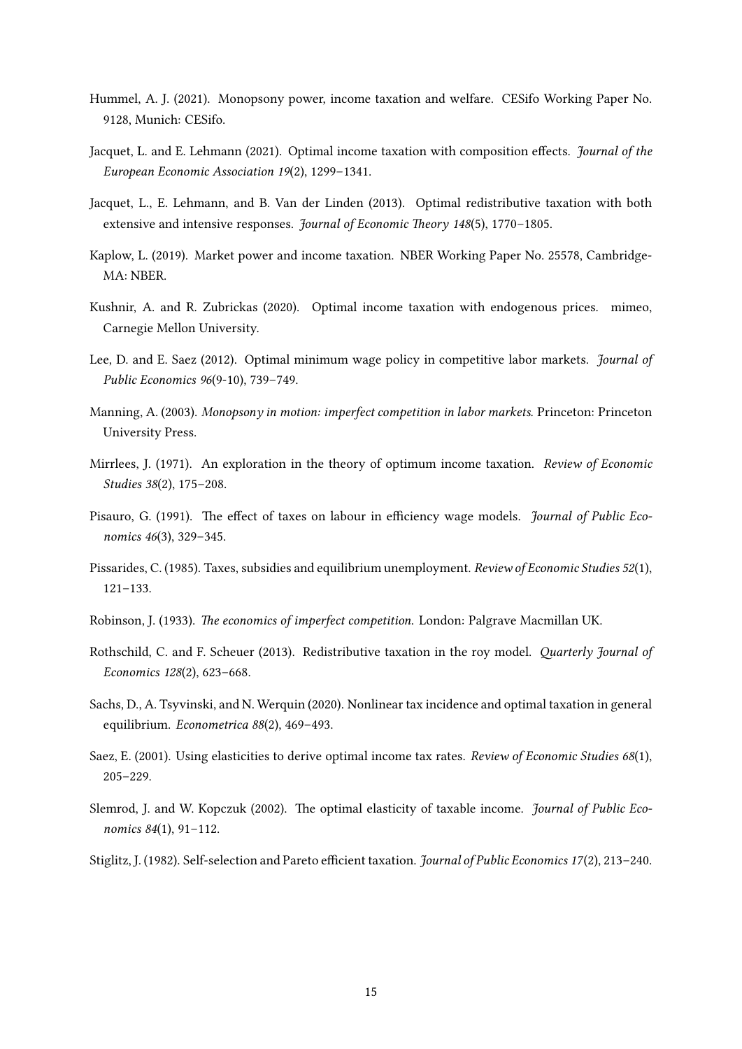Hummel, A. J. (2021). Monopsony power, income taxation and welfare. CESifo Working Paper No. 9128, Munich: CESifo.

Jacquet, L. and E. Lehmann (2021). Optimal income taxation with composition effects. *Journal of the European Economic Association 19*(2), 1299–1341.

Jacquet, L., E. Lehmann, and B. Van der Linden (2013). Optimal redistributive taxation with both extensive and intensive responses. *Journal of Economic Theory 148*(5), 1770–1805.

Kaplow, L. (2019). Market power and income taxation. NBER Working Paper No. 25578, Cambridge-MA: NBER.

Kushnir, A. and R. Zubrickas (2020). Optimal income taxation with endogenous prices. mimeo, Carnegie Mellon University.

Lee, D. and E. Saez (2012). Optimal minimum wage policy in competitive labor markets. *Journal of Public Economics 96*(9-10), 739–749.

Manning, A. (2003). *Monopsony in motion: imperfect competition in labor markets*. Princeton: Princeton University Press.

Mirrlees, J. (1971). An exploration in the theory of optimum income taxation. *Review of Economic Studies 38*(2), 175–208.

Pisauro, G. (1991). The effect of taxes on labour in efficiency wage models. *Journal of Public Economics 46*(3), 329–345.

Pissarides, C. (1985). Taxes, subsidies and equilibrium unemployment. *Review of Economic Studies 52*(1), 121–133.

Robinson, J. (1933). *The economics of imperfect competition.* London: Palgrave Macmillan UK.

Rothschild, C. and F. Scheuer (2013). Redistributive taxation in the roy model. *Quarterly Journal of Economics 128*(2), 623–668.

Sachs, D., A. Tsyvinski, and N. Werquin (2020). Nonlinear tax incidence and optimal taxation in general equilibrium. *Econometrica 88*(2), 469–493.

Saez, E. (2001). Using elasticities to derive optimal income tax rates. *Review of Economic Studies 68*(1), 205–229.

Slemrod, J. and W. Kopczuk (2002). The optimal elasticity of taxable income. *Journal of Public Economics 84*(1), 91–112.

Stiglitz, J. (1982). Self-selection and Pareto efficient taxation. *Journal of Public Economics 17*(2), 213–240.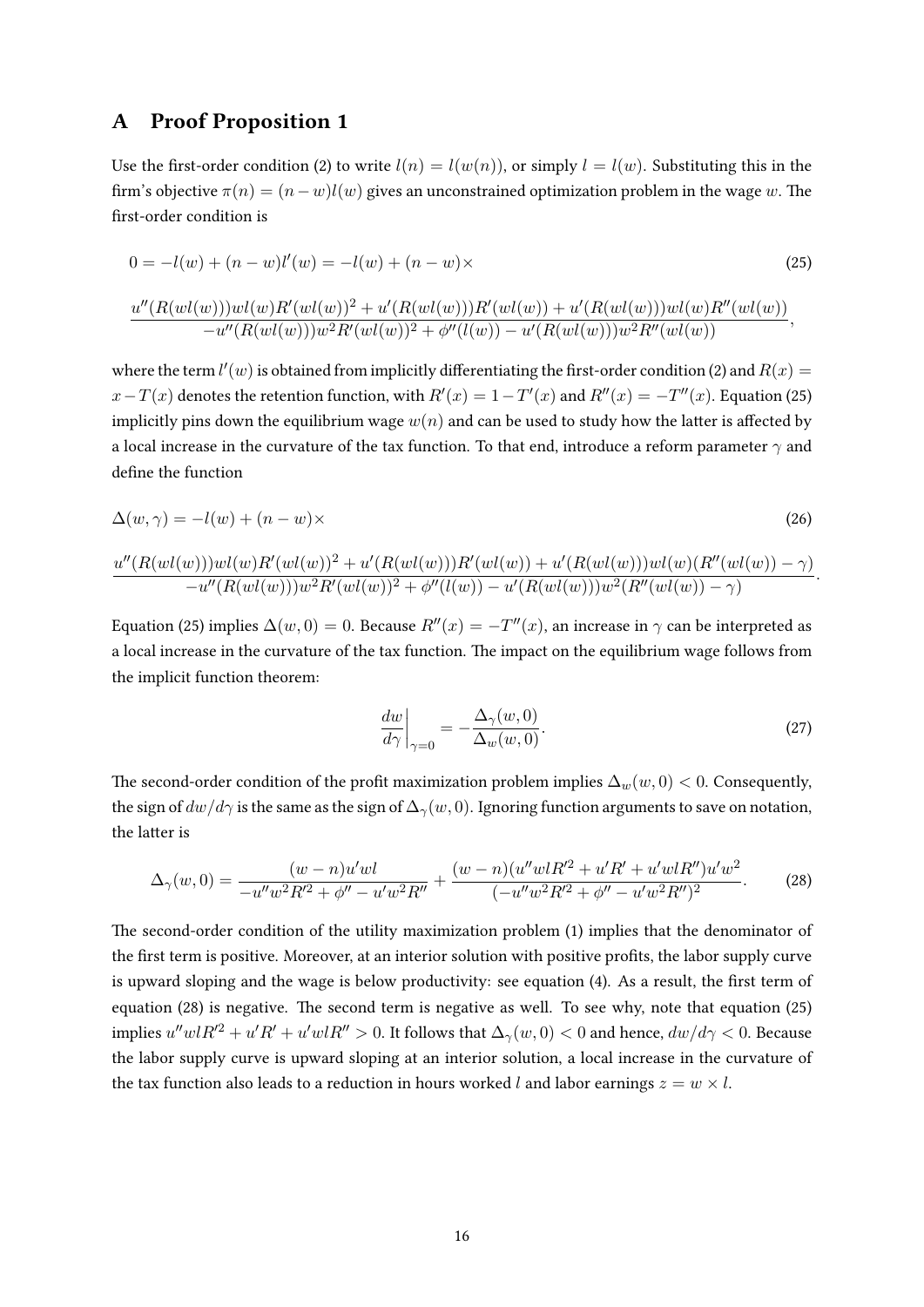# A Proof Proposition 1

Use the first-order condition (2) to write $l(n) = l(w(n))$, or simply $l = l(w)$. Substituting this in the firm's objective $\pi(n) = (n - w)l(w)$ gives an unconstrained optimization problem in the wage $w$. The first-order condition is

$$0 = -l(w) + (n - w)l'(w) = -l(w) + (n - w)\times \tag{25}$$

$$\frac{u''(R(wl(w)))wl(w)R'(wl(w))^2 + u'(R(wl(w)))R'(wl(w)) + u'(R(wl(w)))wl(w)R''(wl(w))}{-u''(R(wl(w)))w^2R'(wl(w))^2 + \phi''(l(w)) - u'(R(wl(w)))w^2R''(wl(w))},$$

where the term $l'(w)$ is obtained from implicitly differentiating the first-order condition (2) and $R(x) = x - T(x)$ denotes the retention function, with $R'(x) = 1 - T'(x)$ and $R''(x) = -T''(x)$. Equation (25) implicitly pins down the equilibrium wage $w(n)$ and can be used to study how the latter is affected by a local increase in the curvature of the tax function. To that end, introduce a reform parameter $\gamma$ and define the function

$$\Delta(w, \gamma) = -l(w) + (n - w)\times \tag{26}$$

$$\frac{u''(R(wl(w)))wl(w)R'(wl(w))^2 + u'(R(wl(w)))R'(wl(w)) + u'(R(wl(w)))wl(w)(R''(wl(w)) - \gamma)}{-u''(R(wl(w)))w^2R'(wl(w))^2 + \phi''(l(w)) - u'(R(wl(w)))w^2(R''(wl(w)) - \gamma)}.$$

Equation (25) implies $\Delta(w, 0) = 0$. Because $R''(x) = -T''(x)$, an increase in $\gamma$ can be interpreted as a local increase in the curvature of the tax function. The impact on the equilibrium wage follows from the implicit function theorem:

$$\left.\frac{dw}{d\gamma}\right|_{\gamma=0} = -\frac{\Delta_\gamma(w, 0)}{\Delta_w(w, 0)}. \tag{27}$$

The second-order condition of the profit maximization problem implies $\Delta_w(w, 0) < 0$. Consequently, the sign of $dw/d\gamma$ is the same as the sign of $\Delta_\gamma(w, 0)$. Ignoring function arguments to save on notation, the latter is

$$\Delta_\gamma(w, 0) = \frac{(w - n)u'wl}{-u''w^2R'^2 + \phi'' - u'w^2R''} + \frac{(w - n)(u''wlR'^2 + u'R' + u'wlR'')u'w^2}{(-u''w^2R'^2 + \phi'' - u'w^2R'')^2}. \tag{28}$$

The second-order condition of the utility maximization problem (1) implies that the denominator of the first term is positive. Moreover, at an interior solution with positive profits, the labor supply curve is upward sloping and the wage is below productivity: see equation (4). As a result, the first term of equation (28) is negative. The second term is negative as well. To see why, note that equation (25) implies $u''wlR'^2 + u'R' + u'wlR'' > 0$. It follows that $\Delta_\gamma(w, 0) < 0$ and hence, $dw/d\gamma < 0$. Because the labor supply curve is upward sloping at an interior solution, a local increase in the curvature of the tax function also leads to a reduction in hours worked $l$ and labor earnings $z = w \times l$.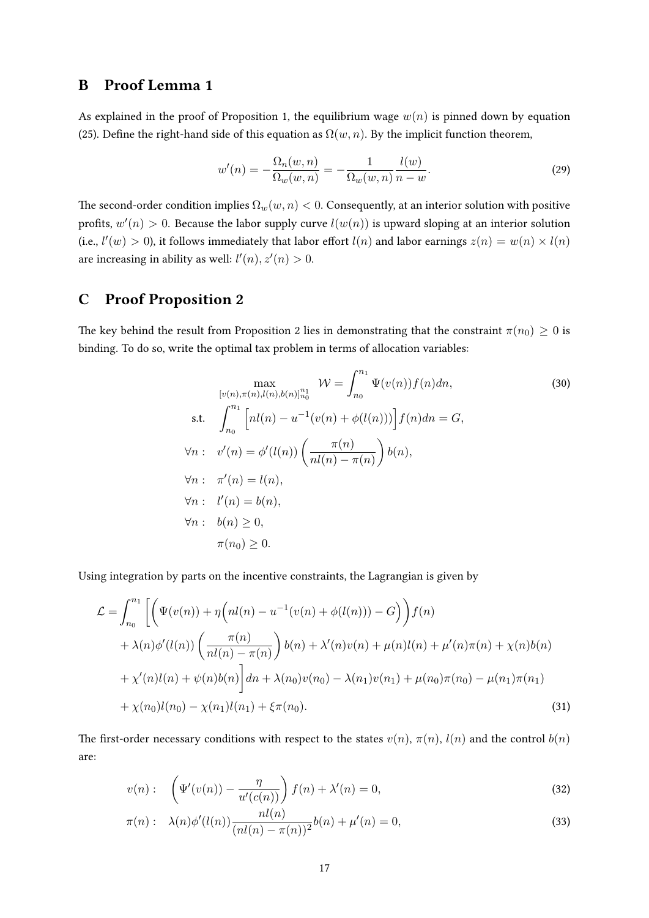## B Proof Lemma 1

As explained in the proof of Proposition 1, the equilibrium wage $w(n)$ is pinned down by equation (25). Define the right-hand side of this equation as $\Omega(w, n)$. By the implicit function theorem,

$$w'(n) = -\frac{\Omega_n(w,n)}{\Omega_w(w,n)} = -\frac{1}{\Omega_w(w,n)} \frac{l(w)}{n-w}. \tag{29}$$

The second-order condition implies $\Omega_w(w, n) < 0$. Consequently, at an interior solution with positive profits, $w'(n) > 0$. Because the labor supply curve $l(w(n))$ is upward sloping at an interior solution (i.e., $l'(w) > 0$), it follows immediately that labor effort $l(n)$ and labor earnings $z(n) = w(n) \times l(n)$ are increasing in ability as well: $l'(n), z'(n) > 0$.

## C Proof Proposition 2

The key behind the result from Proposition 2 lies in demonstrating that the constraint $\pi(n_0) \geq 0$ is binding. To do so, write the optimal tax problem in terms of allocation variables:

$$\begin{aligned}
&\max_{[v(n),\pi(n),l(n),b(n)]_{n_0}^{n_1}} \quad \mathcal{W} = \int_{n_0}^{n_1} \Psi(v(n)) f(n) dn, \\
\text{s.t.} \quad & \int_{n_0}^{n_1} \Big[ nl(n) - u^{-1}(v(n) + \phi(l(n))) \Big] f(n) dn = G, \\
\forall n: \quad & v'(n) = \phi'(l(n)) \left( \frac{\pi(n)}{nl(n) - \pi(n)} \right) b(n), \\
\forall n: \quad & \pi'(n) = l(n), \\
\forall n: \quad & l'(n) = b(n), \\
\forall n: \quad & b(n) \geq 0, \\
& \pi(n_0) \geq 0.
\end{aligned} \tag{30}$$

Using integration by parts on the incentive constraints, the Lagrangian is given by

$$\begin{aligned}
\mathcal{L} = \int_{n_0}^{n_1} \Bigg[ & \bigg( \Psi(v(n)) + \eta \Big( nl(n) - u^{-1}(v(n) + \phi(l(n))) - G \Big) \bigg) f(n) \\
& + \lambda(n) \phi'(l(n)) \left( \frac{\pi(n)}{nl(n) - \pi(n)} \right) b(n) + \lambda'(n) v(n) + \mu(n) l(n) + \mu'(n) \pi(n) + \chi(n) b(n) \\
& + \chi'(n) l(n) + \psi(n) b(n) \Bigg] dn + \lambda(n_0) v(n_0) - \lambda(n_1) v(n_1) + \mu(n_0) \pi(n_0) - \mu(n_1) \pi(n_1) \\
& + \chi(n_0) l(n_0) - \chi(n_1) l(n_1) + \xi \pi(n_0).
\end{aligned} \tag{31}$$

The first-order necessary conditions with respect to the states $v(n)$, $\pi(n)$, $l(n)$ and the control $b(n)$ are:

$$v(n): \quad \left( \Psi'(v(n)) - \frac{\eta}{u'(c(n))} \right) f(n) + \lambda'(n) = 0, \tag{32}$$

$$\pi(n): \quad \lambda(n) \phi'(l(n)) \frac{nl(n)}{(nl(n) - \pi(n))^2} b(n) + \mu'(n) = 0, \tag{33}$$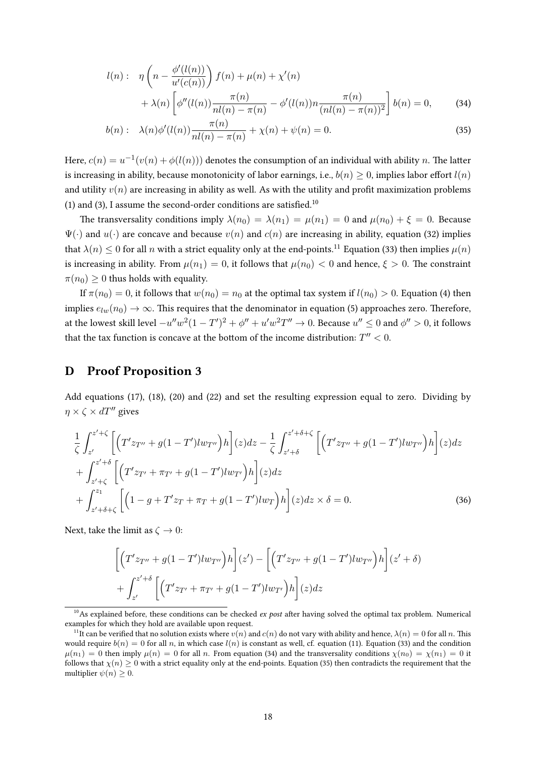$$
\begin{aligned}
l(n): \quad & \eta\left(n - \frac{\phi'(l(n))}{u'(c(n))}\right) f(n) + \mu(n) + \chi'(n) \\
& + \lambda(n)\left[\phi''(l(n))\frac{\pi(n)}{nl(n) - \pi(n)} - \phi'(l(n))n\frac{\pi(n)}{(nl(n) - \pi(n))^2}\right] b(n) = 0, \qquad (34)
\end{aligned}
$$

$$
b(n): \quad \lambda(n)\phi'(l(n))\frac{\pi(n)}{nl(n) - \pi(n)} + \chi(n) + \psi(n) = 0. \qquad (35)
$$

Here, $c(n) = u^{-1}(v(n) + \phi(l(n)))$ denotes the consumption of an individual with ability $n$. The latter is increasing in ability, because monotonicity of labor earnings, i.e., $b(n) \geq 0$, implies labor effort $l(n)$ and utility $v(n)$ are increasing in ability as well. As with the utility and profit maximization problems (1) and (3), I assume the second-order conditions are satisfied.[10]

The transversality conditions imply $\lambda(n_0) = \lambda(n_1) = \mu(n_1) = 0$ and $\mu(n_0) + \xi = 0$. Because $\Psi(\cdot)$ and $u(\cdot)$ are concave and because $v(n)$ and $c(n)$ are increasing in ability, equation (32) implies that $\lambda(n) \leq 0$ for all $n$ with a strict equality only at the end-points.[11] Equation (33) then implies $\mu(n)$ is increasing in ability. From $\mu(n_1) = 0$, it follows that $\mu(n_0) < 0$ and hence, $\xi > 0$. The constraint $\pi(n_0) \geq 0$ thus holds with equality.

If $\pi(n_0) = 0$, it follows that $w(n_0) = n_0$ at the optimal tax system if $l(n_0) > 0$. Equation (4) then implies $e_{lw}(n_0) \to \infty$. This requires that the denominator in equation (5) approaches zero. Therefore, at the lowest skill level $-u''w^2(1 - T')^2 + \phi'' + u'w^2T'' \to 0$. Because $u'' \leq 0$ and $\phi'' > 0$, it follows that the tax function is concave at the bottom of the income distribution: $T'' < 0$.

## D Proof Proposition 3

Add equations (17), (18), (20) and (22) and set the resulting expression equal to zero. Dividing by $\eta \times \zeta \times dT''$ gives

$$
\begin{aligned}
& \frac{1}{\zeta}\int_{z'}^{z'+\zeta}\left[\left(T'z_{T''} + g(1 - T')lw_{T''}\right)h\right](z)dz - \frac{1}{\zeta}\int_{z'+\delta}^{z'+\delta+\zeta}\left[\left(T'z_{T''} + g(1 - T')lw_{T''}\right)h\right](z)dz \\
& + \int_{z'+\zeta}^{z'+\delta}\left[\left(T'z_{T'} + \pi_{T'} + g(1 - T')lw_{T'}\right)h\right](z)dz \\
& + \int_{z'+\delta+\zeta}^{z_1}\left[\left(1 - g + T'z_T + \pi_T + g(1 - T')lw_T\right)h\right](z)dz \times \delta = 0. \qquad (36)
\end{aligned}
$$

Next, take the limit as $\zeta \to 0$:

$$
\begin{aligned}
& \left[\left(T'z_{T''} + g(1 - T')lw_{T''}\right)h\right](z') - \left[\left(T'z_{T''} + g(1 - T')lw_{T''}\right)h\right](z' + \delta) \\
& + \int_{z'}^{z'+\delta}\left[\left(T'z_{T'} + \pi_{T'} + g(1 - T')lw_{T'}\right)h\right](z)dz
\end{aligned}
$$

[10] As explained before, these conditions can be checked *ex post* after having solved the optimal tax problem. Numerical examples for which they hold are available upon request.

[11] It can be verified that no solution exists where $v(n)$ and $c(n)$ do not vary with ability and hence, $\lambda(n) = 0$ for all $n$. This would require $b(n) = 0$ for all $n$, in which case $l(n)$ is constant as well, cf. equation (11). Equation (33) and the condition $\mu(n_1) = 0$ then imply $\mu(n) = 0$ for all $n$. From equation (34) and the transversality conditions $\chi(n_0) = \chi(n_1) = 0$ it follows that $\chi(n) \geq 0$ with a strict equality only at the end-points. Equation (35) then contradicts the requirement that the multiplier $\psi(n) \geq 0$.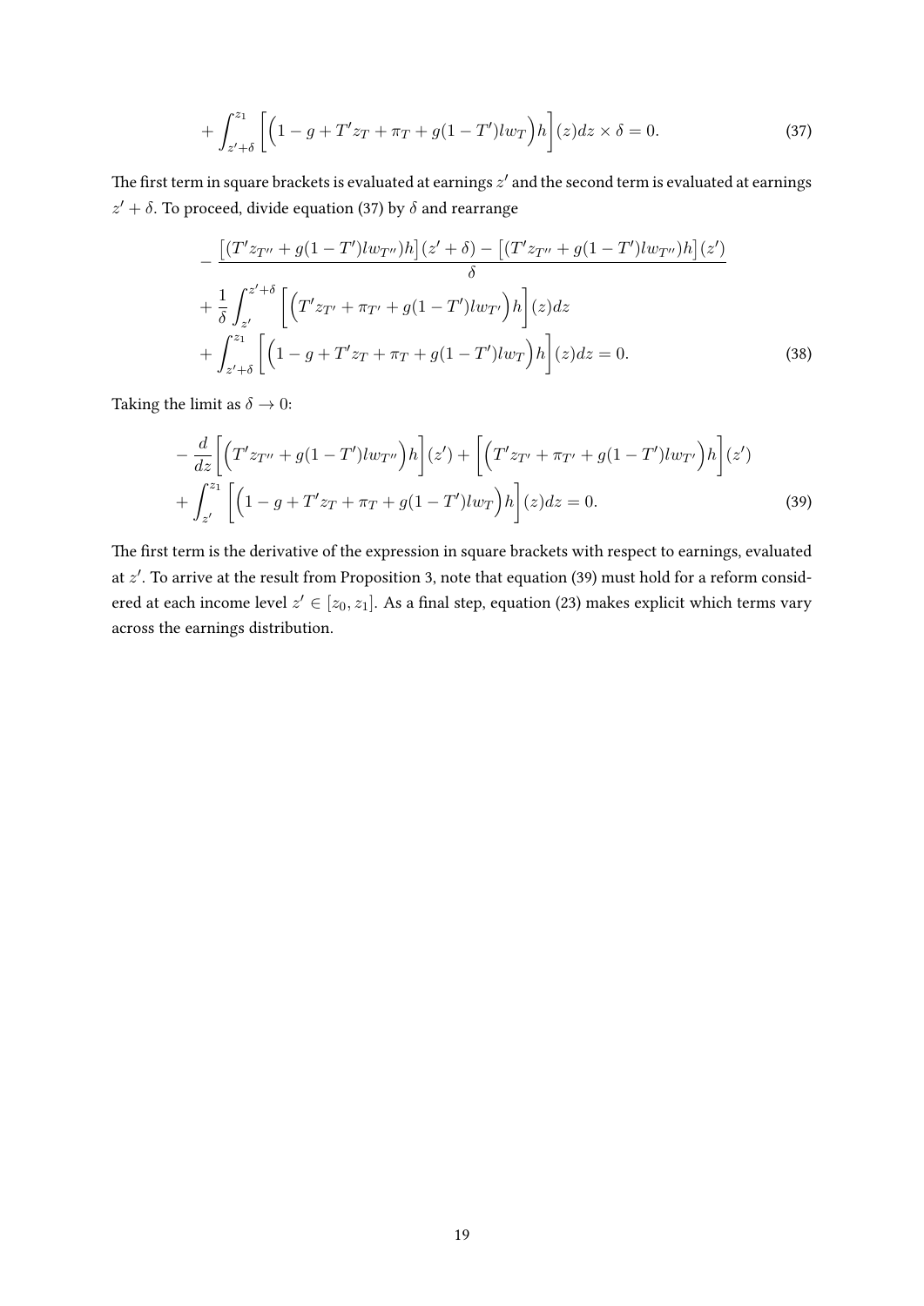$$
+ \int_{z'+\delta}^{z_1} \left[ \left( 1 - g + T' z_T + \pi_T + g(1-T') l w_T \right) h \right] (z) dz \times \delta = 0. \tag{37}
$$

The first term in square brackets is evaluated at earnings $z'$ and the second term is evaluated at earnings $z' + \delta$. To proceed, divide equation (37) by $\delta$ and rearrange

$$
\begin{aligned}
& - \frac{\left[ (T' z_{T''} + g(1-T') l w_{T''}) h \right] (z' + \delta) - \left[ (T' z_{T''} + g(1-T') l w_{T''}) h \right] (z')}{\delta} \\
& + \frac{1}{\delta} \int_{z'}^{z'+\delta} \left[ \left( T' z_{T'} + \pi_{T'} + g(1-T') l w_{T'} \right) h \right] (z) dz \\
& + \int_{z'+\delta}^{z_1} \left[ \left( 1 - g + T' z_T + \pi_T + g(1-T') l w_T \right) h \right] (z) dz = 0.
\end{aligned} \tag{38}
$$

Taking the limit as $\delta \to 0$:

$$
\begin{aligned}
& - \frac{d}{dz} \left[ \left( T' z_{T''} + g(1-T') l w_{T''} \right) h \right] (z') + \left[ \left( T' z_{T'} + \pi_{T'} + g(1-T') l w_{T'} \right) h \right] (z') \\
& + \int_{z'}^{z_1} \left[ \left( 1 - g + T' z_T + \pi_T + g(1-T') l w_T \right) h \right] (z) dz = 0.
\end{aligned} \tag{39}
$$

The first term is the derivative of the expression in square brackets with respect to earnings, evaluated at $z'$. To arrive at the result from Proposition 3, note that equation (39) must hold for a reform considered at each income level $z' \in [z_0, z_1]$. As a final step, equation (23) makes explicit which terms vary across the earnings distribution.